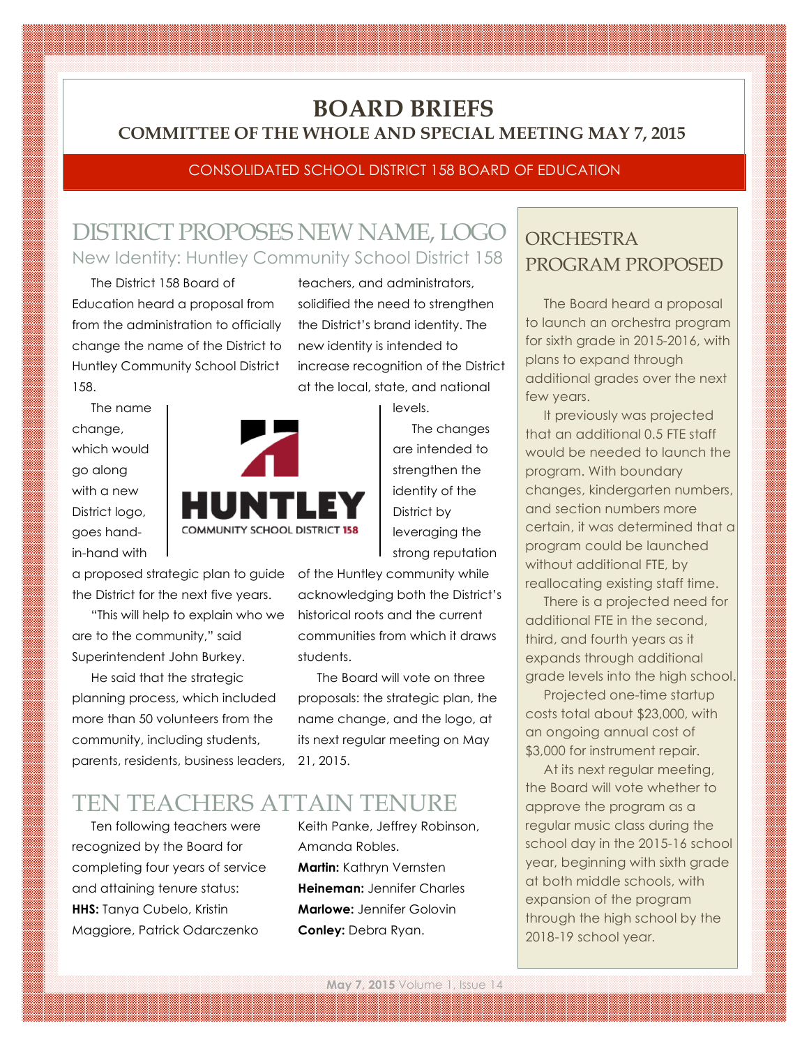# BOARD BRIEFS

## COMMITTEE OF THE WHOLE AND SPECIAL MEETING MAY 7, 2015

CONSOLIDATED SCHOOL DISTRICT 158 BOARD OF EDUCATION

## DISTRICT PROPOSES NEW NAME, LOGO

### New Identity: Huntley Community School District 158

The District 158 Board of Education heard a proposal from from the administration to officially change the name of the District to Huntley Community School District 158.

The name change, which would go along with a new District logo, goes hand-in-hand with a proposed strategic plan to guide the District for the next five years.

"This will help to explain who we are to the community," said Superintendent John Burkey.

He said that the strategic planning process, which included more than 50 volunteers from the community, including students, parents, residents, business leaders, teachers, and administrators, solidified the need to strengthen the District's brand identity. The new identity is intended to increase recognition of the District at the local, state, and national levels.

The changes are intended to strengthen the identity of the District by leveraging the strong reputation of the Huntley community while acknowledging both the District's historical roots and the current communities from which it draws students.

The Board will vote on three proposals: the strategic plan, the name change, and the logo, at its next regular meeting on May 21, 2015.

## TEN TEACHERS ATTAIN TENURE

Ten following teachers were recognized by the Board for completing four years of service and attaining tenure status:

**HHS:** Tanya Cubelo, Kristin Maggiore, Patrick Odarczenko Keith Panke, Jeffrey Robinson, Amanda Robles.

**Martin:** Kathryn Vernsten

**Heineman:** Jennifer Charles

**Marlowe:** Jennifer Golovin

**Conley:** Debra Ryan.

## ORCHESTRA PROGRAM PROPOSED

The Board heard a proposal to launch an orchestra program for sixth grade in 2015-2016, with plans to expand through additional grades over the next few years.

It previously was projected that an additional 0.5 FTE staff would be needed to launch the program. With boundary changes, kindergarten numbers, and section numbers more certain, it was determined that a program could be launched without additional FTE, by reallocating existing staff time.

There is a projected need for additional FTE in the second, third, and fourth years as it expands through additional grade levels into the high school.

Projected one-time startup costs total about $23,000, with an ongoing annual cost of $3,000 for instrument repair.

At its next regular meeting, the Board will vote whether to approve the program as a regular music class during the school day in the 2015-16 school year, beginning with sixth grade at both middle schools, with expansion of the program through the high school by the 2018-19 school year.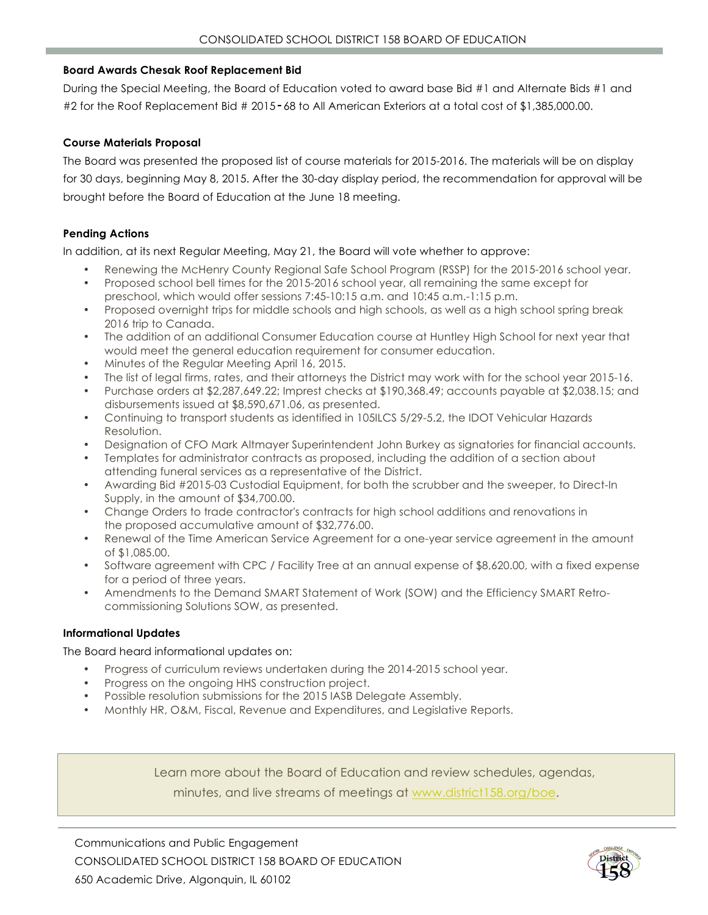### Board Awards Chesak Roof Replacement Bid

During the Special Meeting, the Board of Education voted to award base Bid #1 and Alternate Bids #1 and #2 for the Roof Replacement Bid # 2015-68 to All American Exteriors at a total cost of $1,385,000.00.

### Course Materials Proposal

The Board was presented the proposed list of course materials for 2015-2016. The materials will be on display for 30 days, beginning May 8, 2015. After the 30-day display period, the recommendation for approval will be brought before the Board of Education at the June 18 meeting.

### Pending Actions

In addition, at its next Regular Meeting, May 21, the Board will vote whether to approve:

- Renewing the McHenry County Regional Safe School Program (RSSP) for the 2015-2016 school year.
- Proposed school bell times for the 2015-2016 school year, all remaining the same except for preschool, which would offer sessions 7:45-10:15 a.m. and 10:45 a.m.-1:15 p.m.
- Proposed overnight trips for middle schools and high schools, as well as a high school spring break 2016 trip to Canada.
- The addition of an additional Consumer Education course at Huntley High School for next year that would meet the general education requirement for consumer education.
- Minutes of the Regular Meeting April 16, 2015.
- The list of legal firms, rates, and their attorneys the District may work with for the school year 2015-16.
- Purchase orders at $2,287,649.22; Imprest checks at $190,368.49; accounts payable at $2,038.15; and disbursements issued at $8,590,671.06, as presented.
- Continuing to transport students as identified in 105ILCS 5/29-5.2, the IDOT Vehicular Hazards Resolution.
- Designation of CFO Mark Altmayer Superintendent John Burkey as signatories for financial accounts.
- Templates for administrator contracts as proposed, including the addition of a section about attending funeral services as a representative of the District.
- Awarding Bid #2015-03 Custodial Equipment, for both the scrubber and the sweeper, to Direct-In Supply, in the amount of $34,700.00.
- Change Orders to trade contractor's contracts for high school additions and renovations in the proposed accumulative amount of $32,776.00.
- Renewal of the Time American Service Agreement for a one-year service agreement in the amount of $1,085.00.
- Software agreement with CPC / Facility Tree at an annual expense of $8,620.00, with a fixed expense for a period of three years.
- Amendments to the Demand SMART Statement of Work (SOW) and the Efficiency SMART Retro-commissioning Solutions SOW, as presented.

### Informational Updates

The Board heard informational updates on:

- Progress of curriculum reviews undertaken during the 2014-2015 school year.
- Progress on the ongoing HHS construction project.
- Possible resolution submissions for the 2015 IASB Delegate Assembly.
- Monthly HR, O&M, Fiscal, Revenue and Expenditures, and Legislative Reports.

Learn more about the Board of Education and review schedules, agendas, minutes, and live streams of meetings at www.district158.org/boe.

Communications and Public Engagement
CONSOLIDATED SCHOOL DISTRICT 158 BOARD OF EDUCATION
650 Academic Drive, Algonquin, IL 60102